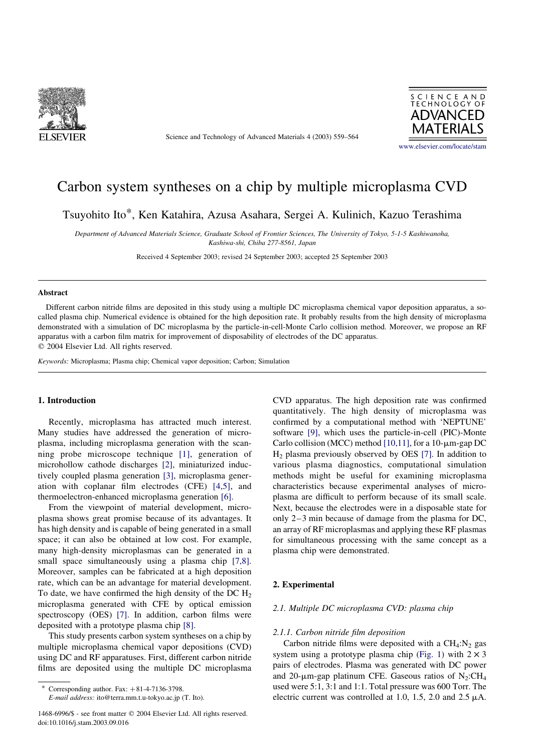# Carbon system syntheses on a chip by multiple microplasma CVD

Tsuyohito Ito*, Ken Katahira, Azusa Asahara, Sergei A. Kulinich, Kazuo Terashima

*Department of Advanced Materials Science, Graduate School of Frontier Sciences, The University of Tokyo, 5-1-5 Kashiwanoha, Kashiwa-shi, Chiba 277-8561, Japan*

Received 4 September 2003; revised 24 September 2003; accepted 25 September 2003

## Abstract

Different carbon nitride films are deposited in this study using a multiple DC microplasma chemical vapor deposition apparatus, a so-called plasma chip. Numerical evidence is obtained for the high deposition rate. It probably results from the high density of microplasma demonstrated with a simulation of DC microplasma by the particle-in-cell-Monte Carlo collision method. Moreover, we propose an RF apparatus with a carbon film matrix for improvement of disposability of electrodes of the DC apparatus.

© 2004 Elsevier Ltd. All rights reserved.

*Keywords:* Microplasma; Plasma chip; Chemical vapor deposition; Carbon; Simulation

## 1. Introduction

Recently, microplasma has attracted much interest. Many studies have addressed the generation of microplasma, including microplasma generation with the scanning probe microscope technique [1], generation of microhollow cathode discharges [2], miniaturized inductively coupled plasma generation [3], microplasma generation with coplanar film electrodes (CFE) [4,5], and thermoelectron-enhanced microplasma generation [6].

From the viewpoint of material development, microplasma shows great promise because of its advantages. It has high density and is capable of being generated in a small space; it can also be obtained at low cost. For example, many high-density microplasmas can be generated in a small space simultaneously using a plasma chip [7,8]. Moreover, samples can be fabricated at a high deposition rate, which can be an advantage for material development. To date, we have confirmed the high density of the DC $H_2$ microplasma generated with CFE by optical emission spectroscopy (OES) [7]. In addition, carbon films were deposited with a prototype plasma chip [8].

This study presents carbon system syntheses on a chip by multiple microplasma chemical vapor depositions (CVD) using DC and RF apparatuses. First, different carbon nitride films are deposited using the multiple DC microplasma CVD apparatus. The high deposition rate was confirmed quantitatively. The high density of microplasma was confirmed by a computational method with 'NEPTUNE' software [9], which uses the particle-in-cell (PIC)-Monte Carlo collision (MCC) method [10,11], for a 10-μm-gap DC $H_2$ plasma previously observed by OES [7]. In addition to various plasma diagnostics, computational simulation methods might be useful for examining microplasma characteristics because experimental analyses of microplasma are difficult to perform because of its small scale. Next, because the electrodes were in a disposable state for only 2–3 min because of damage from the plasma for DC, an array of RF microplasmas and applying these RF plasmas for simultaneous processing with the same concept as a plasma chip were demonstrated.

## 2. Experimental

### 2.1. Multiple DC microplasma CVD: plasma chip

#### 2.1.1. Carbon nitride film deposition

Carbon nitride films were deposited with a $CH_4$:$N_2$ gas system using a prototype plasma chip (Fig. 1) with $2 \times 3$ pairs of electrodes. Plasma was generated with DC power and 20-μm-gap platinum CFE. Gaseous ratios of $N_2$:$CH_4$ used were 5:1, 3:1 and 1:1. Total pressure was 600 Torr. The electric current was controlled at 1.0, 1.5, 2.0 and 2.5 μA.

* Corresponding author. Fax: +81-4-7136-3798.
*E-mail address:* ito@terra.mm.t.u-tokyo.ac.jp (T. Ito).

1468-6996/$ - see front matter © 2004 Elsevier Ltd. All rights reserved.
doi:10.1016/j.stam.2003.09.016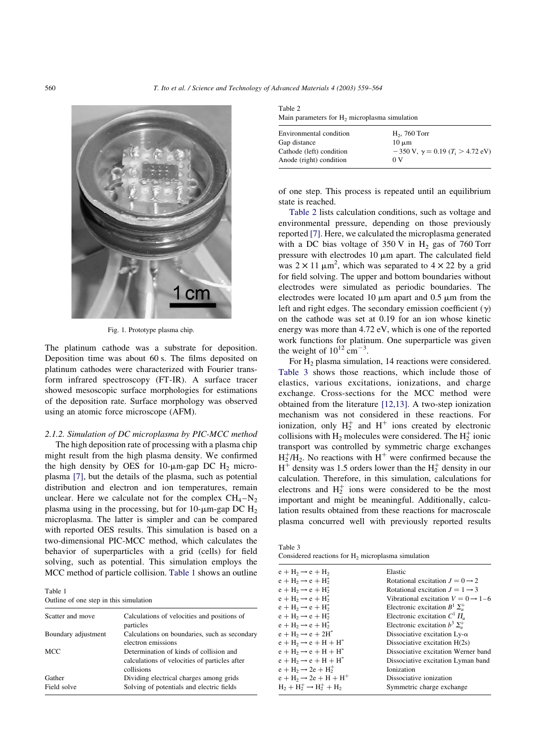Fig. 1. Prototype plasma chip.

The platinum cathode was a substrate for deposition. Deposition time was about 60 s. The films deposited on platinum cathodes were characterized with Fourier transform infrared spectroscopy (FT-IR). A surface tracer showed mesoscopic surface morphologies for estimations of the deposition rate. Surface morphology was observed using an atomic force microscope (AFM).

*2.1.2. Simulation of DC microplasma by PIC-MCC method*

The high deposition rate of processing with a plasma chip might result from the high plasma density. We confirmed the high density by OES for 10-μm-gap DC $H_2$ microplasma [7], but the details of the plasma, such as potential distribution and electron and ion temperatures, remain unclear. Here we calculate not for the complex $CH_4$–$N_2$ plasma using in the processing, but for 10-μm-gap DC $H_2$ microplasma. The latter is simpler and can be compared with reported OES results. This simulation is based on a two-dimensional PIC-MCC method, which calculates the behavior of superparticles with a grid (cells) for field solving, such as potential. This simulation employs the MCC method of particle collision. Table 1 shows an outline of one step. This process is repeated until an equilibrium state is reached.

Table 1
Outline of one step in this simulation

| | |
|---|---|
| Scatter and move | Calculations of velocities and positions of particles |
| Boundary adjustment | Calculations on boundaries, such as secondary electron emissions |
| MCC | Determination of kinds of collision and calculations of velocities of particles after collisions |
| Gather | Dividing electrical charges among grids |
| Field solve | Solving of potentials and electric fields |

Table 2
Main parameters for $H_2$ microplasma simulation

| | |
|---|---|
| Environmental condition | $H_2$, 760 Torr |
| Gap distance | 10 μm |
| Cathode (left) condition | $-350$ V, $\gamma = 0.19$ ($T_i > 4.72$ eV) |
| Anode (right) condition | 0 V |

Table 2 lists calculation conditions, such as voltage and environmental pressure, depending on those previously reported [7]. Here, we calculated the microplasma generated with a DC bias voltage of 350 V in $H_2$ gas of 760 Torr pressure with electrodes 10 μm apart. The calculated field was $2 \times 11$ μm$^2$, which was separated to $4 \times 22$ by a grid for field solving. The upper and bottom boundaries without electrodes were simulated as periodic boundaries. The electrodes were located 10 μm apart and 0.5 μm from the left and right edges. The secondary emission coefficient ($\gamma$) on the cathode was set at 0.19 for an ion whose kinetic energy was more than 4.72 eV, which is one of the reported work functions for platinum. One superparticle was given the weight of $10^{12}$ cm$^{-3}$.

For $H_2$ plasma simulation, 14 reactions were considered. Table 3 shows those reactions, which include those of elastics, various excitations, ionizations, and charge exchange. Cross-sections for the MCC method were obtained from the literature [12,13]. A two-step ionization mechanism was not considered in these reactions. For ionization, only $H_2^+$ and $H^+$ ions created by electronic collisions with $H_2$ molecules were considered. The $H_2^+$ ionic transport was controlled by symmetric charge exchanges $H_2^+/H_2$. No reactions with $H^+$ were confirmed because the $H^+$ density was 1.5 orders lower than the $H_2^+$ density in our calculation. Therefore, in this simulation, calculations for electrons and $H_2^+$ ions were considered to be the most important and might be meaningful. Additionally, calculation results obtained from these reactions for macroscale plasma concurred well with previously reported results

Table 3
Considered reactions for $H_2$ microplasma simulation

| | |
|---|---|
| $e + H_2 \rightarrow e + H_2$ | Elastic |
| $e + H_2 \rightarrow e + H_2^*$ | Rotational excitation $J = 0 \rightarrow 2$ |
| $e + H_2 \rightarrow e + H_2^*$ | Rotational excitation $J = 1 \rightarrow 3$ |
| $e + H_2 \rightarrow e + H_2^*$ | Vibrational excitation $V = 0 \rightarrow 1$–$6$ |
| $e + H_2 \rightarrow e + H_2^*$ | Electronic excitation $B^1\Sigma_u^+$ |
| $e + H_2 \rightarrow e + H_2^*$ | Electronic excitation $C^1\Pi_u$ |
| $e + H_2 \rightarrow e + H_2^*$ | Electronic excitation $b^3\Sigma_u^+$ |
| $e + H_2 \rightarrow e + 2H^*$ | Dissociative excitation Ly-α |
| $e + H_2 \rightarrow e + H + H^*$ | Dissociative excitation H(2s) |
| $e + H_2 \rightarrow e + H + H^*$ | Dissociative excitation Werner band |
| $e + H_2 \rightarrow e + H + H^*$ | Dissociative excitation Lyman band |
| $e + H_2 \rightarrow 2e + H_2^+$ | Ionization |
| $e + H_2 \rightarrow 2e + H + H^+$ | Dissociative ionization |
| $H_2 + H_2^+ \rightarrow H_2^+ + H_2$ | Symmetric charge exchange |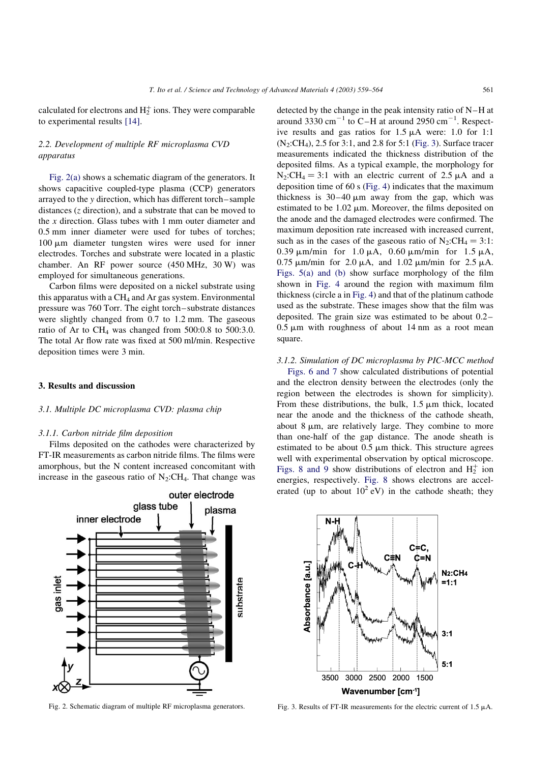calculated for electrons and $H_2^+$ ions. They were comparable to experimental results [14].

### 2.2. Development of multiple RF microplasma CVD apparatus

Fig. 2(a) shows a schematic diagram of the generators. It shows capacitive coupled-type plasma (CCP) generators arrayed to the *y* direction, which has different torch–sample distances (*z* direction), and a substrate that can be moved to the *x* direction. Glass tubes with 1 mm outer diameter and 0.5 mm inner diameter were used for tubes of torches; 100 μm diameter tungsten wires were used for inner electrodes. Torches and substrate were located in a plastic chamber. An RF power source (450 MHz, 30 W) was employed for simultaneous generations.

Carbon films were deposited on a nickel substrate using this apparatus with a $CH_4$ and Ar gas system. Environmental pressure was 760 Torr. The eight torch–substrate distances were slightly changed from 0.7 to 1.2 mm. The gaseous ratio of Ar to $CH_4$ was changed from 500:0.8 to 500:3.0. The total Ar flow rate was fixed at 500 ml/min. Respective deposition times were 3 min.

## 3. Results and discussion

### 3.1. Multiple DC microplasma CVD: plasma chip

#### 3.1.1. Carbon nitride film deposition

Films deposited on the cathodes were characterized by FT-IR measurements as carbon nitride films. The films were amorphous, but the N content increased concomitant with increase in the gaseous ratio of $N_2$:$CH_4$. That change was detected by the change in the peak intensity ratio of N–H at around 3330 $cm^{-1}$ to C–H at around 2950 $cm^{-1}$. Respective results and gas ratios for 1.5 μA were: 1.0 for 1:1 ($N_2$:$CH_4$), 2.5 for 3:1, and 2.8 for 5:1 (Fig. 3). Surface tracer measurements indicated the thickness distribution of the deposited films. As a typical example, the morphology for $N_2$:$CH_4$ = 3:1 with an electric current of 2.5 μA and a deposition time of 60 s (Fig. 4) indicates that the maximum thickness is 30–40 μm away from the gap, which was estimated to be 1.02 μm. Moreover, the films deposited on the anode and the damaged electrodes were confirmed. The maximum deposition rate increased with increased current, such as in the cases of the gaseous ratio of $N_2$:$CH_4$ = 3:1: 0.39 μm/min for 1.0 μA, 0.60 μm/min for 1.5 μA, 0.75 μm/min for 2.0 μA, and 1.02 μm/min for 2.5 μA. Figs. 5(a) and (b) show surface morphology of the film shown in Fig. 4 around the region with maximum film thickness (circle a in Fig. 4) and that of the platinum cathode used as the substrate. These images show that the film was deposited. The grain size was estimated to be about 0.2–0.5 μm with roughness of about 14 nm as a root mean square.

#### 3.1.2. Simulation of DC microplasma by PIC-MCC method

Figs. 6 and 7 show calculated distributions of potential and the electron density between the electrodes (only the region between the electrodes is shown for simplicity). From these distributions, the bulk, 1.5 μm thick, located near the anode and the thickness of the cathode sheath, about 8 μm, are relatively large. They combine to more than one-half of the gap distance. The anode sheath is estimated to be about 0.5 μm thick. This structure agrees well with experimental observation by optical microscope. Figs. 8 and 9 show distributions of electron and $H_2^+$ ion energies, respectively. Fig. 8 shows electrons are accelerated (up to about $10^2$ eV) in the cathode sheath; they

Fig. 2. Schematic diagram of multiple RF microplasma generators.

Fig. 3. Results of FT-IR measurements for the electric current of 1.5 μA.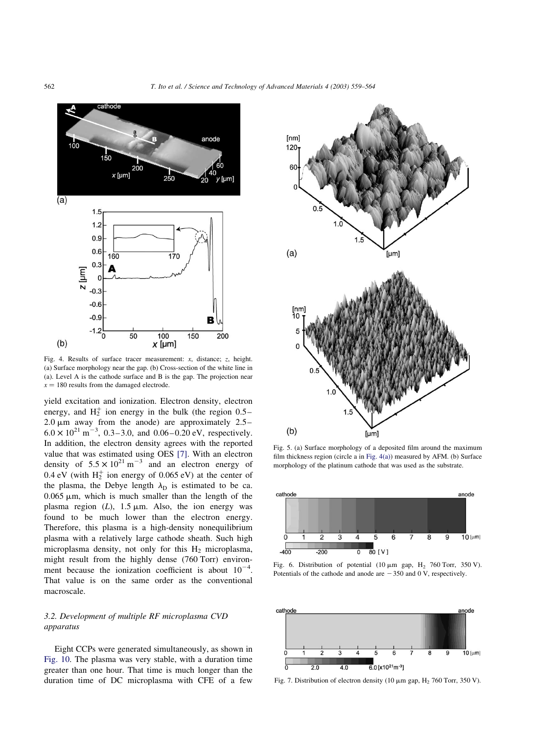Fig. 4. Results of surface tracer measurement: $x$, distance; $z$, height. (a) Surface morphology near the gap. (b) Cross-section of the white line in (a). Level A is the cathode surface and B is the gap. The projection near $x = 180$ results from the damaged electrode.

yield excitation and ionization. Electron density, electron energy, and $H_2^+$ ion energy in the bulk (the region 0.5–2.0 μm away from the anode) are approximately $2.5$–$6.0 \times 10^{21}\ \mathrm{m}^{-3}$, 0.3–3.0, and 0.06–0.20 eV, respectively. In addition, the electron density agrees with the reported value that was estimated using OES [7]. With an electron density of $5.5 \times 10^{21}\ \mathrm{m}^{-3}$ and an electron energy of 0.4 eV (with $H_2^+$ ion energy of 0.065 eV) at the center of the plasma, the Debye length $\lambda_D$ is estimated to be ca. 0.065 μm, which is much smaller than the length of the plasma region ($L$), 1.5 μm. Also, the ion energy was found to be much lower than the electron energy. Therefore, this plasma is a high-density nonequilibrium plasma with a relatively large cathode sheath. Such high microplasma density, not only for this $H_2$ microplasma, might result from the highly dense (760 Torr) environment because the ionization coefficient is about $10^{-4}$. That value is on the same order as the conventional macroscale.

### 3.2. Development of multiple RF microplasma CVD apparatus

Eight CCPs were generated simultaneously, as shown in Fig. 10. The plasma was very stable, with a duration time greater than one hour. That time is much longer than the duration time of DC microplasma with CFE of a few

Fig. 5. (a) Surface morphology of a deposited film around the maximum film thickness region (circle a in Fig. 4(a)) measured by AFM. (b) Surface morphology of the platinum cathode that was used as the substrate.

Fig. 6. Distribution of potential (10 μm gap, $H_2$ 760 Torr, 350 V). Potentials of the cathode and anode are −350 and 0 V, respectively.

Fig. 7. Distribution of electron density (10 μm gap, $H_2$ 760 Torr, 350 V).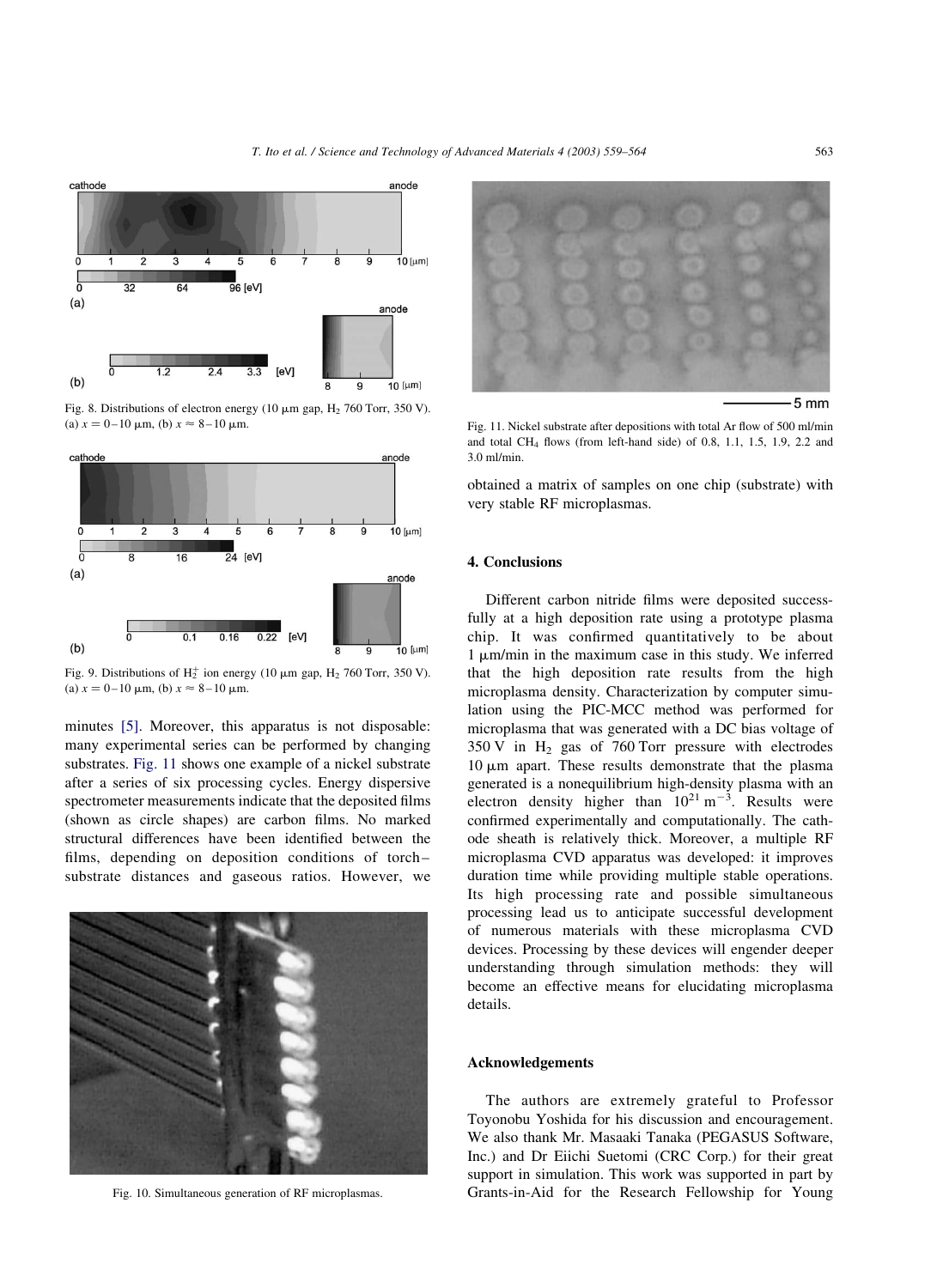Fig. 8. Distributions of electron energy (10 μm gap, $H_2$ 760 Torr, 350 V). (a) $x = 0–10$ μm, (b) $x \approx 8–10$ μm.

Fig. 9. Distributions of $H_2^+$ ion energy (10 μm gap, $H_2$ 760 Torr, 350 V). (a) $x = 0–10$ μm, (b) $x \approx 8–10$ μm.

minutes [5]. Moreover, this apparatus is not disposable: many experimental series can be performed by changing substrates. Fig. 11 shows one example of a nickel substrate after a series of six processing cycles. Energy dispersive spectrometer measurements indicate that the deposited films (shown as circle shapes) are carbon films. No marked structural differences have been identified between the films, depending on deposition conditions of torch–substrate distances and gaseous ratios. However, we obtained a matrix of samples on one chip (substrate) with very stable RF microplasmas.

Fig. 10. Simultaneous generation of RF microplasmas.

Fig. 11. Nickel substrate after depositions with total Ar flow of 500 ml/min and total $CH_4$ flows (from left-hand side) of 0.8, 1.1, 1.5, 1.9, 2.2 and 3.0 ml/min.

## 4. Conclusions

Different carbon nitride films were deposited successfully at a high deposition rate using a prototype plasma chip. It was confirmed quantitatively to be about 1 μm/min in the maximum case in this study. We inferred that the high deposition rate results from the high microplasma density. Characterization by computer simulation using the PIC-MCC method was performed for microplasma that was generated with a DC bias voltage of 350 V in $H_2$ gas of 760 Torr pressure with electrodes 10 μm apart. These results demonstrate that the plasma generated is a nonequilibrium high-density plasma with an electron density higher than $10^{21}\ m^{-3}$. Results were confirmed experimentally and computationally. The cathode sheath is relatively thick. Moreover, a multiple RF microplasma CVD apparatus was developed: it improves duration time while providing multiple stable operations. Its high processing rate and possible simultaneous processing lead us to anticipate successful development of numerous materials with these microplasma CVD devices. Processing by these devices will engender deeper understanding through simulation methods: they will become an effective means for elucidating microplasma details.

## Acknowledgements

The authors are extremely grateful to Professor Toyonobu Yoshida for his discussion and encouragement. We also thank Mr. Masaaki Tanaka (PEGASUS Software, Inc.) and Dr Eiichi Suetomi (CRC Corp.) for their great support in simulation. This work was supported in part by Grants-in-Aid for the Research Fellowship for Young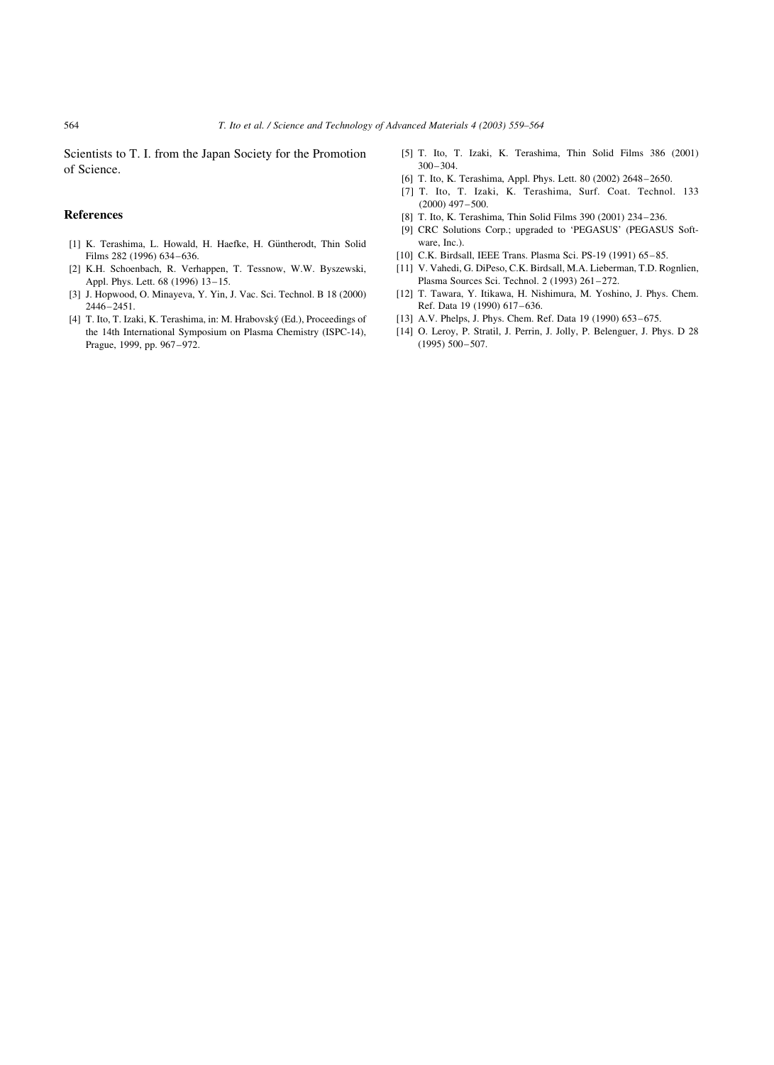Scientists to T. I. from the Japan Society for the Promotion of Science.

## References

[1] K. Terashima, L. Howald, H. Haefke, H. Güntherodt, Thin Solid Films 282 (1996) 634–636.

[2] K.H. Schoenbach, R. Verhappen, T. Tessnow, W.W. Byszewski, Appl. Phys. Lett. 68 (1996) 13–15.

[3] J. Hopwood, O. Minayeva, Y. Yin, J. Vac. Sci. Technol. B 18 (2000) 2446–2451.

[4] T. Ito, T. Izaki, K. Terashima, in: M. Hrabovský (Ed.), Proceedings of the 14th International Symposium on Plasma Chemistry (ISPC-14), Prague, 1999, pp. 967–972.

[5] T. Ito, T. Izaki, K. Terashima, Thin Solid Films 386 (2001) 300–304.

[6] T. Ito, K. Terashima, Appl. Phys. Lett. 80 (2002) 2648–2650.

[7] T. Ito, T. Izaki, K. Terashima, Surf. Coat. Technol. 133 (2000) 497–500.

[8] T. Ito, K. Terashima, Thin Solid Films 390 (2001) 234–236.

[9] CRC Solutions Corp.; upgraded to 'PEGASUS' (PEGASUS Software, Inc.).

[10] C.K. Birdsall, IEEE Trans. Plasma Sci. PS-19 (1991) 65–85.

[11] V. Vahedi, G. DiPeso, C.K. Birdsall, M.A. Lieberman, T.D. Rognlien, Plasma Sources Sci. Technol. 2 (1993) 261–272.

[12] T. Tawara, Y. Itikawa, H. Nishimura, M. Yoshino, J. Phys. Chem. Ref. Data 19 (1990) 617–636.

[13] A.V. Phelps, J. Phys. Chem. Ref. Data 19 (1990) 653–675.

[14] O. Leroy, P. Stratil, J. Perrin, J. Jolly, P. Belenguer, J. Phys. D 28 (1995) 500–507.